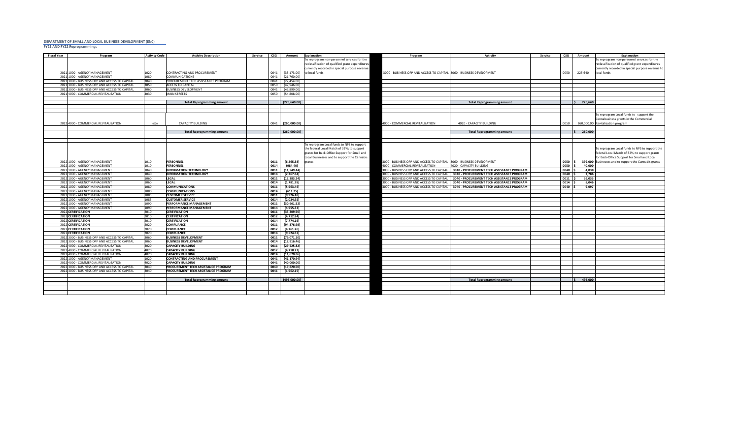# DEPARTMENT OF SMALL AND LOCAL BUSINESS DEVELOPMENT (EN0)

**FY21 AND FY22 Reprogrammings**

| Fiscal Year | Program | Activity Code | Activity Description | Service | CSG | Amount | Explanation | Program | Activity | Service | CSG | Amount | Explanation |
|---|---|---|---|---|---|---|---|---|---|---|---|---|---|
| 2021 | 1000 - AGENCY MANAGEMENT | 1020 | CONTRACTING AND PROCUREMENT | | 0041 | (33,173.00) | To reprogram non-personnel services for the reclassification of qualified grant expenditures currently recorded in special purpose revenue to local funds | 3000 - BUSINESS OPP AND ACCESS TO CAPITAL | 3060 - BUSINESS DEVELOPMENT | | 0050 | 225,640 | To reprogram non-personnel services for the reclassification of qualified grant expenditures currently recorded in special purpose revenue to local funds |
| 2021 | 1000 - AGENCY MANAGEMENT | 1080 | COMMUNICATIONS | | 0041 | (21,760.00) | | | | | | | |
| 2021 | 3000 - BUSINESS OPP AND ACCESS TO CAPITAL | 3040 | PROCUREMENT TECH ASSISTANCE PROGRAM | | 0041 | (22,454.00) | | | | | | | |
| 2021 | 3000 - BUSINESS OPP AND ACCESS TO CAPITAL | 3050 | ACCESS TO CAPITAL | | 0050 | (47,546.00) | | | | | | | |
| 2021 | 3000 - BUSINESS OPP AND ACCESS TO CAPITAL | 3060 | BUSINESS DEVELOPMENT | | 0041 | (45,899.00) | | | | | | | |
| 2021 | 4000 - COMMERCIAL REVITALIZATION | 4030 | MAIN STREETS | | 0050 | (54,808.00) | | | | | | | |
| | | | **Total Reprogramming amount** | | | (225,640.00) | | | **Total Reprogramming amount** | | | $ 225,640 | |
| 2022 | 4000 - COMMERCIAL REVITALIZATION | 4020 | CAPACITY BUILDING | | 0041 | (260,000.00) | | 4000 - COMMERCIAL REVITALIZATION | 4020 - CAPACITY BUILDING | | 0050 | 260,000.00 | To reprogram Local funds to support the Cannabusiness grants in the Commercial Revitalization program |
| | | | **Total Reprogramming amount** | | | (260,000.00) | | | **Total Reprogramming amount** | | | $ 260,000 | |
| 2022 | 1000 - AGENCY MANAGEMENT | 1010 | **PERSONNEL** | | **0011** | **(6,265.38)** | To reprogram Local funds to NPS to support the federal Local Match of 32%; to support grants for Back-Office Support for Small and Local Businesses and to support the Cannabis grants | 3000 - BUSINESS OPP AND ACCESS TO CAPITAL | 3060 - BUSINESS DEVELOPMENT | | **0050** | **$ 392,000** | To reprogram Local funds to NPS to support the federal Local Match of 32%; to support grants for Back-Office Support for Small and Local Businesses and to support the Cannabis grants |
| 2022 | 1000 - AGENCY MANAGEMENT | 1010 | **PERSONNEL** | | **0014** | **(984.40)** | | 4000 - COMMERCIAL REVITALIZATION | 4020 - CAPACITY BUILDING | | **0050** | **$ 40,000** | |
| 2022 | 1000 - AGENCY MANAGEMENT | 1040 | **INFORMATION TECHNOLOGY** | | **0011** | **(11,549.44)** | | 3000 - BUSINESS OPP AND ACCESS TO CAPITAL | **3040 - PROCUREMENT TECH ASSISTANCE PROGRAM** | | **0040** | **$ 4,038** | |
| 2022 | 1000 - AGENCY MANAGEMENT | 1040 | **INFORMATION TECHNOLOGY** | | **0014** | **(2,367.64)** | | 3000 - BUSINESS OPP AND ACCESS TO CAPITAL | **3040 - PROCUREMENT TECH ASSISTANCE PROGRAM** | | **0040** | **$ 2,786** | |
| 2022 | 1000 - AGENCY MANAGEMENT | 1060 | **LEGAL** | | **0011** | **(17,383.24)** | | 3000 - BUSINESS OPP AND ACCESS TO CAPITAL | **3040 - PROCUREMENT TECH ASSISTANCE PROGRAM** | | **0011** | **$ 39,033** | |
| 2022 | 1000 - AGENCY MANAGEMENT | 1060 | **LEGAL** | | **0014** | **(1,781.78)** | | 3000 - BUSINESS OPP AND ACCESS TO CAPITAL | **3040 - PROCUREMENT TECH ASSISTANCE PROGRAM** | | **0014** | **$ 8,046** | |
| 2022 | 1000 - AGENCY MANAGEMENT | 1080 | **COMMUNICATIONS** | | **0011** | **(5,963.46)** | | 3000 - BUSINESS OPP AND ACCESS TO CAPITAL | **3040 - PROCUREMENT TECH ASSISTANCE PROGRAM** | | **0040** | **$ 9,097** | |
| 2022 | 1000 - AGENCY MANAGEMENT | 1080 | **COMMUNICATIONS** | | **0014** | **(611.25)** | | | | | | | |
| 2022 | 1000 - AGENCY MANAGEMENT | 1085 | **CUSTOMER SERVICE** | | **0011** | **(9,926.48)** | | | | | | | |
| 2022 | 1000 - AGENCY MANAGEMENT | 1085 | **CUSTOMER SERVICE** | | **0014** | **(2,034.92)** | | | | | | | |
| 2022 | 1000 - AGENCY MANAGEMENT | 1090 | **PERFORMANCE MANAGEMENT** | | **0011** | **(30,961.52)** | | | | | | | |
| 2022 | 1000 - AGENCY MANAGEMENT | 1090 | **PERFORMANCE MANAGEMENT** | | **0014** | **(4,955.33)** | | | | | | | |
| 2022 | **CERTIFICATION** | 2010 | **CERTIFICATION** | | **0011** | **(33,209.90)** | | | | | | | |
| 2022 | **CERTIFICATION** | 2010 | **CERTIFICATION** | | **0012** | **(4,712.84)** | | | | | | | |
| 2022 | **CERTIFICATION** | 2010 | **CERTIFICATION** | | **0014** | **(7,774.16)** | | | | | | | |
| 2022 | **CERTIFICATION** | 2020 | **COMPLIANCE** | | **0011** | **(94,376.98)** | | | | | | | |
| 2022 | **CERTIFICATION** | 2020 | **COMPLIANCE** | | **0012** | **(4,761.26)** | | | | | | | |
| 2022 | **CERTIFICATION** | 2020 | **COMPLIANCE** | | **0014** | **(9,524.67)** | | | | | | | |
| 2022 | 3000 - BUSINESS OPP AND ACCESS TO CAPITAL | 3060 | **BUSINESS DEVELOPMENT** | | **0011** | **(79,071.10)** | | | | | | | |
| 2022 | 3000 - BUSINESS OPP AND ACCESS TO CAPITAL | 3060 | **BUSINESS DEVELOPMENT** | | **0014** | **(17,916.46)** | | | | | | | |
| 2022 | 4000 - COMMERCIAL REVITALIZATION | 4020 | **CAPACITY BUILDING** | | **0011** | **(29,525.82)** | | | | | | | |
| 2022 | 4000 - COMMERCIAL REVITALIZATION | 4020 | **CAPACITY BUILDING** | | **0012** | **(4,718.22)** | | | | | | | |
| 2022 | 4000 - COMMERCIAL REVITALIZATION | 4020 | **CAPACITY BUILDING** | | **0014** | **(11,670.66)** | | | | | | | |
| 2022 | 1000 - AGENCY MANAGEMENT | 1020 | **CONTRACTING AND PROCUREMENT** | | **0041** | **(41,170.94)** | | | | | | | |
| 2022 | 4000 - COMMERCIAL REVITALIZATION | 4020 | **CAPACITY BUILDING** | | **0041** | **(40,000.00)** | | | | | | | |
| 2022 | 3000 - BUSINESS OPP AND ACCESS TO CAPITAL | 3040 | **PROCUREMENT TECH ASSISTANCE PROGRAM** | | **0040** | **(19,820.00)** | | | | | | | |
| 2022 | 3000 - BUSINESS OPP AND ACCESS TO CAPITAL | 3040 | **PROCUREMENT TECH ASSISTANCE PROGRAM** | | **0041** | **(1,962.15)** | | | | | | | |
| | | | **Total Reprogramming amount** | | | (495,000.00) | | | **Total Reprogramming amount** | | | $ 495,000 | |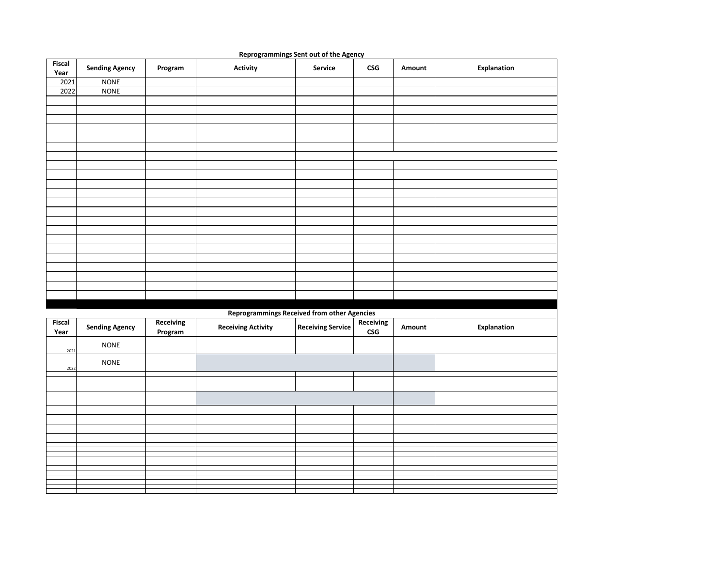**Reprogrammings Sent out of the Agency**

| Fiscal Year | Sending Agency | Program | Activity | Service | CSG | Amount | Explanation |
|---|---|---|---|---|---|---|---|
| 2021 | NONE | | | | | | |
| 2022 | NONE | | | | | | |

**Reprogrammings Received from other Agencies**

| Fiscal Year | Sending Agency | Receiving Program | Receiving Activity | Receiving Service | Receiving CSG | Amount | Explanation |
|---|---|---|---|---|---|---|---|
| 2021 | NONE | | | | | | |
| 2022 | NONE | | | | | | |